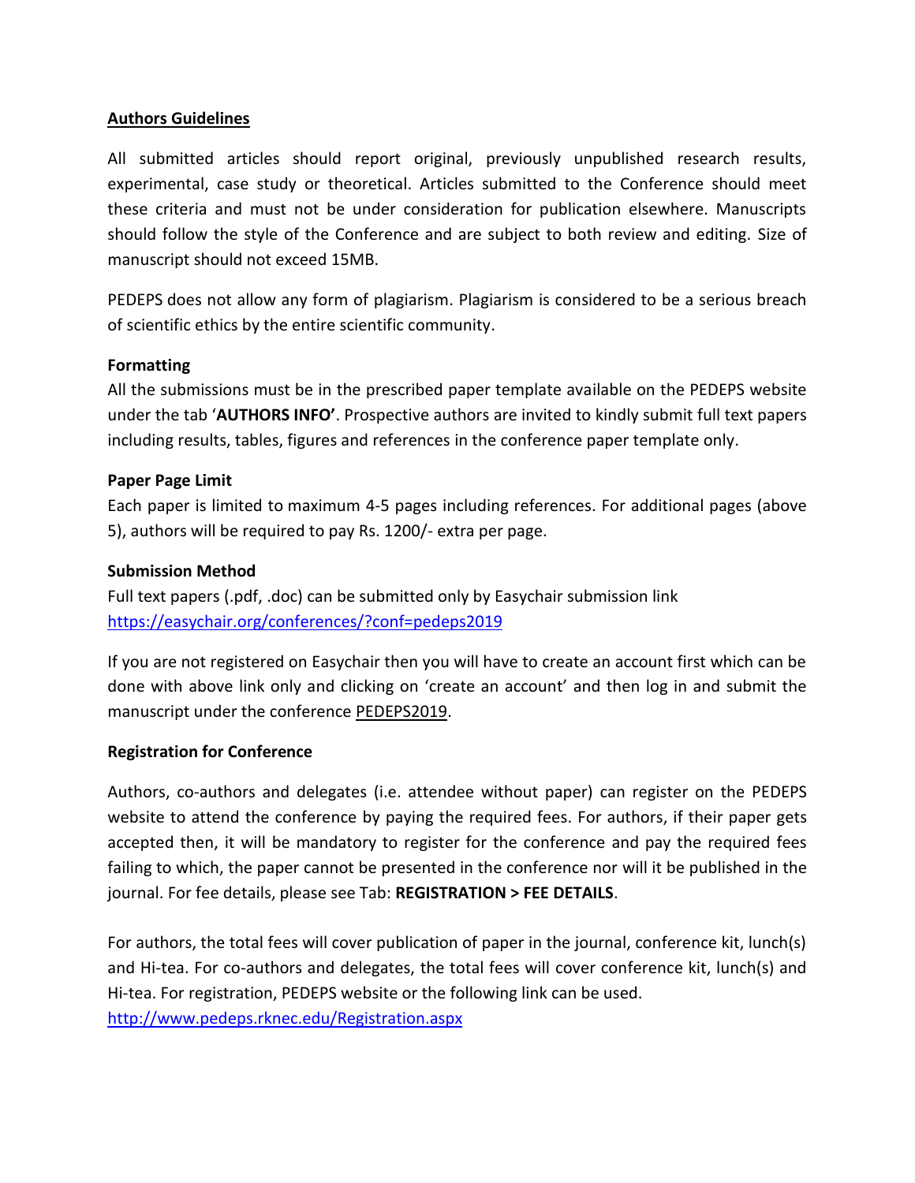## Authors Guidelines

All submitted articles should report original, previously unpublished research results, experimental, case study or theoretical. Articles submitted to the Conference should meet these criteria and must not be under consideration for publication elsewhere. Manuscripts should follow the style of the Conference and are subject to both review and editing. Size of manuscript should not exceed 15MB.

PEDEPS does not allow any form of plagiarism. Plagiarism is considered to be a serious breach of scientific ethics by the entire scientific community.

### Formatting

All the submissions must be in the prescribed paper template available on the PEDEPS website under the tab '**AUTHORS INFO'**. Prospective authors are invited to kindly submit full text papers including results, tables, figures and references in the conference paper template only.

### Paper Page Limit

Each paper is limited to maximum 4-5 pages including references. For additional pages (above 5), authors will be required to pay Rs. 1200/- extra per page.

### Submission Method

Full text papers (.pdf, .doc) can be submitted only by Easychair submission link https://easychair.org/conferences/?conf=pedeps2019

If you are not registered on Easychair then you will have to create an account first which can be done with above link only and clicking on 'create an account' and then log in and submit the manuscript under the conference PEDEPS2019.

### Registration for Conference

Authors, co-authors and delegates (i.e. attendee without paper) can register on the PEDEPS website to attend the conference by paying the required fees. For authors, if their paper gets accepted then, it will be mandatory to register for the conference and pay the required fees failing to which, the paper cannot be presented in the conference nor will it be published in the journal. For fee details, please see Tab: **REGISTRATION > FEE DETAILS**.

For authors, the total fees will cover publication of paper in the journal, conference kit, lunch(s) and Hi-tea. For co-authors and delegates, the total fees will cover conference kit, lunch(s) and Hi-tea. For registration, PEDEPS website or the following link can be used.
http://www.pedeps.rknec.edu/Registration.aspx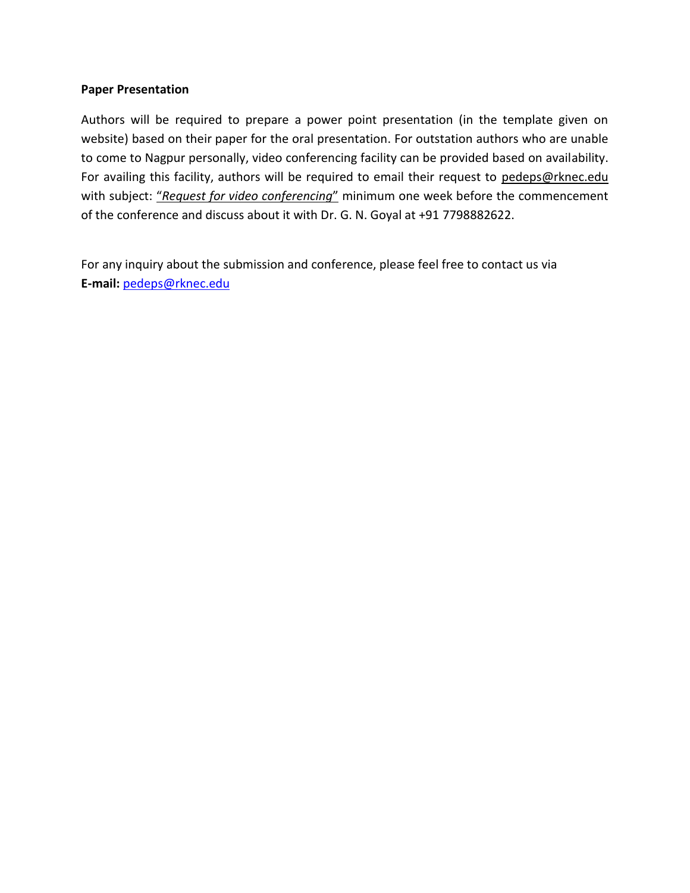**Paper Presentation**

Authors will be required to prepare a power point presentation (in the template given on website) based on their paper for the oral presentation. For outstation authors who are unable to come to Nagpur personally, video conferencing facility can be provided based on availability. For availing this facility, authors will be required to email their request to pedeps@rknec.edu with subject: "*Request for video conferencing*" minimum one week before the commencement of the conference and discuss about it with Dr. G. N. Goyal at +91 7798882622.

For any inquiry about the submission and conference, please feel free to contact us via
**E-mail:** pedeps@rknec.edu